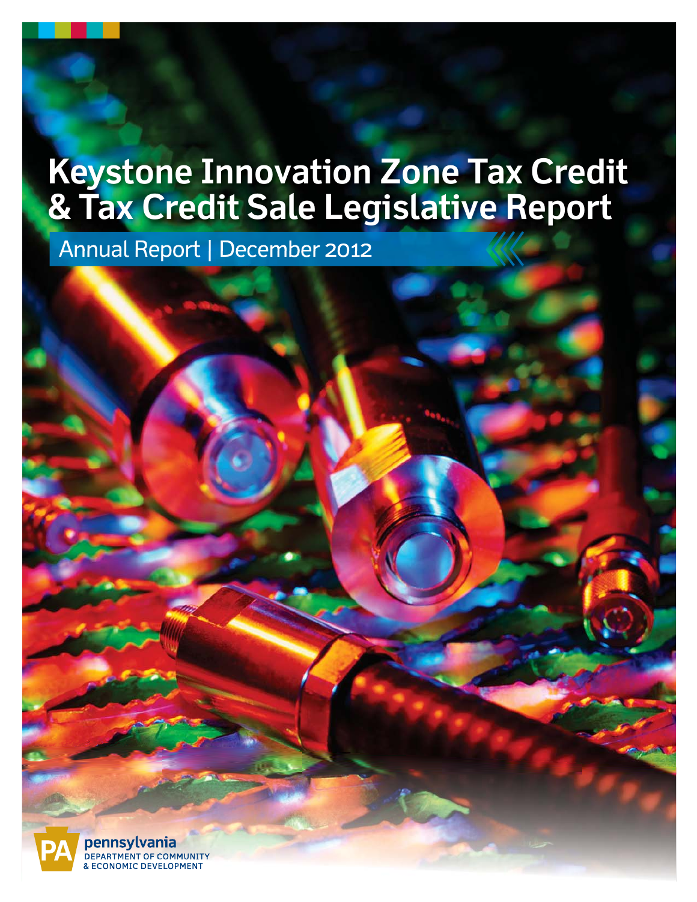# Keystone Innovation Zone Tax Credit & Tax Credit Sale Legislative Report

Annual Report | December 2012

pennsylvania
DEPARTMENT OF COMMUNITY & ECONOMIC DEVELOPMENT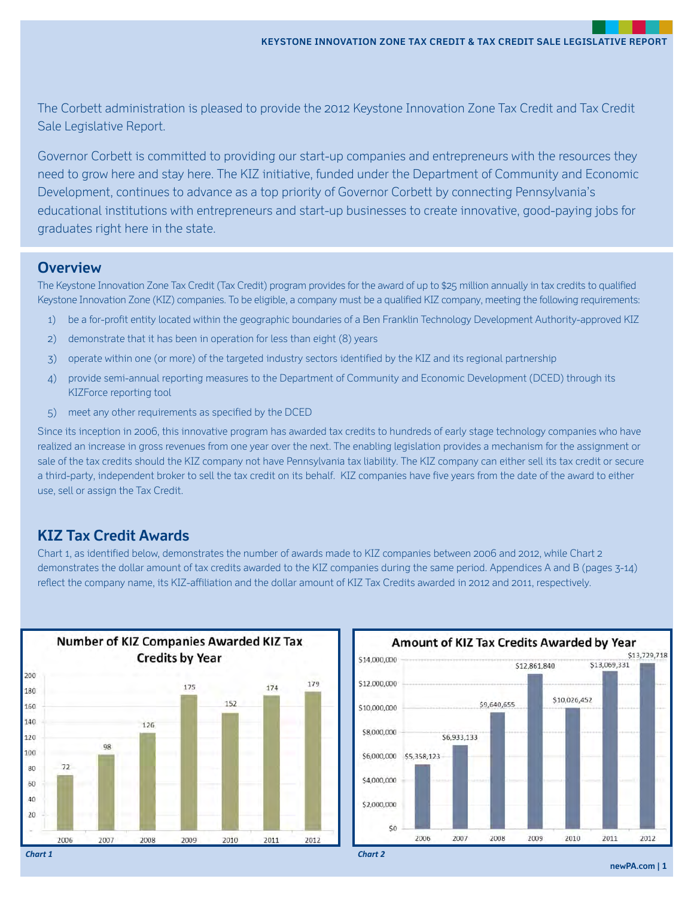The Corbett administration is pleased to provide the 2012 Keystone Innovation Zone Tax Credit and Tax Credit Sale Legislative Report.

Governor Corbett is committed to providing our start-up companies and entrepreneurs with the resources they need to grow here and stay here. The KIZ initiative, funded under the Department of Community and Economic Development, continues to advance as a top priority of Governor Corbett by connecting Pennsylvania's educational institutions with entrepreneurs and start-up businesses to create innovative, good-paying jobs for graduates right here in the state.

## Overview

The Keystone Innovation Zone Tax Credit (Tax Credit) program provides for the award of up to $25 million annually in tax credits to qualified Keystone Innovation Zone (KIZ) companies. To be eligible, a company must be a qualified KIZ company, meeting the following requirements:

1) be a for-profit entity located within the geographic boundaries of a Ben Franklin Technology Development Authority-approved KIZ
2) demonstrate that it has been in operation for less than eight (8) years
3) operate within one (or more) of the targeted industry sectors identified by the KIZ and its regional partnership
4) provide semi-annual reporting measures to the Department of Community and Economic Development (DCED) through its KIZForce reporting tool
5) meet any other requirements as specified by the DCED

Since its inception in 2006, this innovative program has awarded tax credits to hundreds of early stage technology companies who have realized an increase in gross revenues from one year over the next. The enabling legislation provides a mechanism for the assignment or sale of the tax credits should the KIZ company not have Pennsylvania tax liability. The KIZ company can either sell its tax credit or secure a third-party, independent broker to sell the tax credit on its behalf. KIZ companies have five years from the date of the award to either use, sell or assign the Tax Credit.

## KIZ Tax Credit Awards

Chart 1, as identified below, demonstrates the number of awards made to KIZ companies between 2006 and 2012, while Chart 2 demonstrates the dollar amount of tax credits awarded to the KIZ companies during the same period. Appendices A and B (pages 3-14) reflect the company name, its KIZ-affiliation and the dollar amount of KIZ Tax Credits awarded in 2012 and 2011, respectively.

**Number of KIZ Companies Awarded KIZ Tax Credits by Year**

| Year | Number of Companies |
|---|---|
| 2006 | 72 |
| 2007 | 98 |
| 2008 | 126 |
| 2009 | 175 |
| 2010 | 152 |
| 2011 | 174 |
| 2012 | 179 |

*Chart 1*

**Amount of KIZ Tax Credits Awarded by Year**

| Year | Amount |
|---|---|
| 2006 | $5,358,123 |
| 2007 | $6,933,133 |
| 2008 | $9,640,655 |
| 2009 | $12,861,840 |
| 2010 | $10,026,452 |
| 2011 | $13,069,331 |
| 2012 | $13,729,718 |

*Chart 2*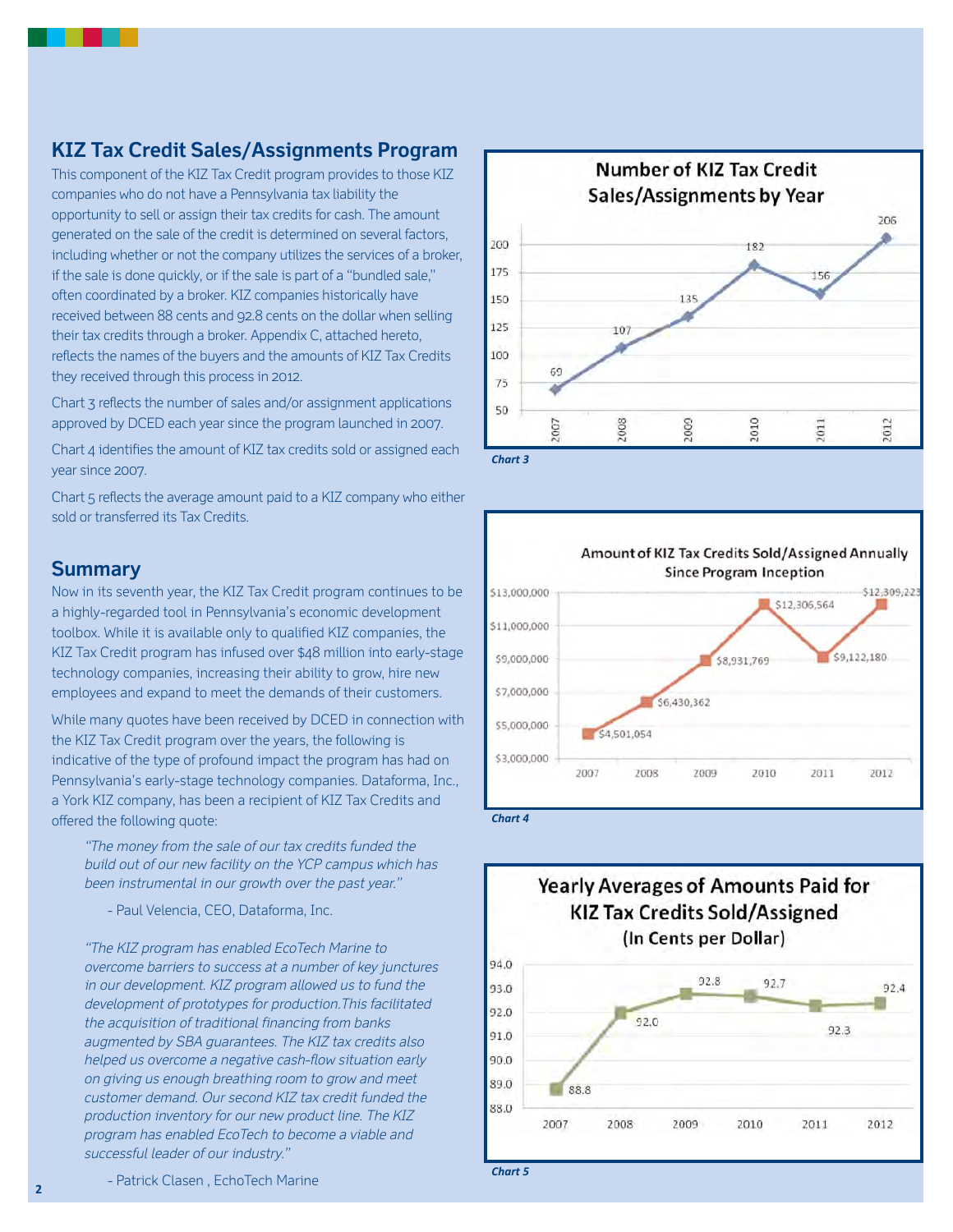## KIZ Tax Credit Sales/Assignments Program

This component of the KIZ Tax Credit program provides to those KIZ companies who do not have a Pennsylvania tax liability the opportunity to sell or assign their tax credits for cash. The amount generated on the sale of the credit is determined on several factors, including whether or not the company utilizes the services of a broker, if the sale is done quickly, or if the sale is part of a "bundled sale," often coordinated by a broker. KIZ companies historically have received between 88 cents and 92.8 cents on the dollar when selling their tax credits through a broker. Appendix C, attached hereto, reflects the names of the buyers and the amounts of KIZ Tax Credits they received through this process in 2012.

Chart 3 reflects the number of sales and/or assignment applications approved by DCED each year since the program launched in 2007.

Chart 4 identifies the amount of KIZ tax credits sold or assigned each year since 2007.

Chart 5 reflects the average amount paid to a KIZ company who either sold or transferred its Tax Credits.

## Summary

Now in its seventh year, the KIZ Tax Credit program continues to be a highly-regarded tool in Pennsylvania's economic development toolbox. While it is available only to qualified KIZ companies, the KIZ Tax Credit program has infused over $48 million into early-stage technology companies, increasing their ability to grow, hire new employees and expand to meet the demands of their customers.

While many quotes have been received by DCED in connection with the KIZ Tax Credit program over the years, the following is indicative of the type of profound impact the program has had on Pennsylvania's early-stage technology companies. Dataforma, Inc., a York KIZ company, has been a recipient of KIZ Tax Credits and offered the following quote:

> *"The money from the sale of our tax credits funded the build out of our new facility on the YCP campus which has been instrumental in our growth over the past year."*
>
> \- Paul Velencia, CEO, Dataforma, Inc.

> *"The KIZ program has enabled EcoTech Marine to overcome barriers to success at a number of key junctures in our development. KIZ program allowed us to fund the development of prototypes for production.This facilitated the acquisition of traditional financing from banks augmented by SBA guarantees. The KIZ tax credits also helped us overcome a negative cash-flow situation early on giving us enough breathing room to grow and meet customer demand. Our second KIZ tax credit funded the production inventory for our new product line. The KIZ program has enabled EcoTech to become a viable and successful leader of our industry."*
>
> \- Patrick Clasen , EchoTech Marine

**Number of KIZ Tax Credit Sales/Assignments by Year**

| Year | 2007 | 2008 | 2009 | 2010 | 2011 | 2012 |
|---|---|---|---|---|---|---|
| Number | 69 | 107 | 135 | 182 | 156 | 206 |

*Chart 3*

**Amount of KIZ Tax Credits Sold/Assigned Annually Since Program Inception**

| Year | 2007 | 2008 | 2009 | 2010 | 2011 | 2012 |
|---|---|---|---|---|---|---|
| Amount | $4,501,054 | $6,430,362 | $8,931,769 | $12,306,564 | $9,122,180 | $12,309,223 |

*Chart 4*

**Yearly Averages of Amounts Paid for KIZ Tax Credits Sold/Assigned (In Cents per Dollar)**

| Year | 2007 | 2008 | 2009 | 2010 | 2011 | 2012 |
|---|---|---|---|---|---|---|
| Cents per Dollar | 88.8 | 92.0 | 92.8 | 92.7 | 92.3 | 92.4 |

*Chart 5*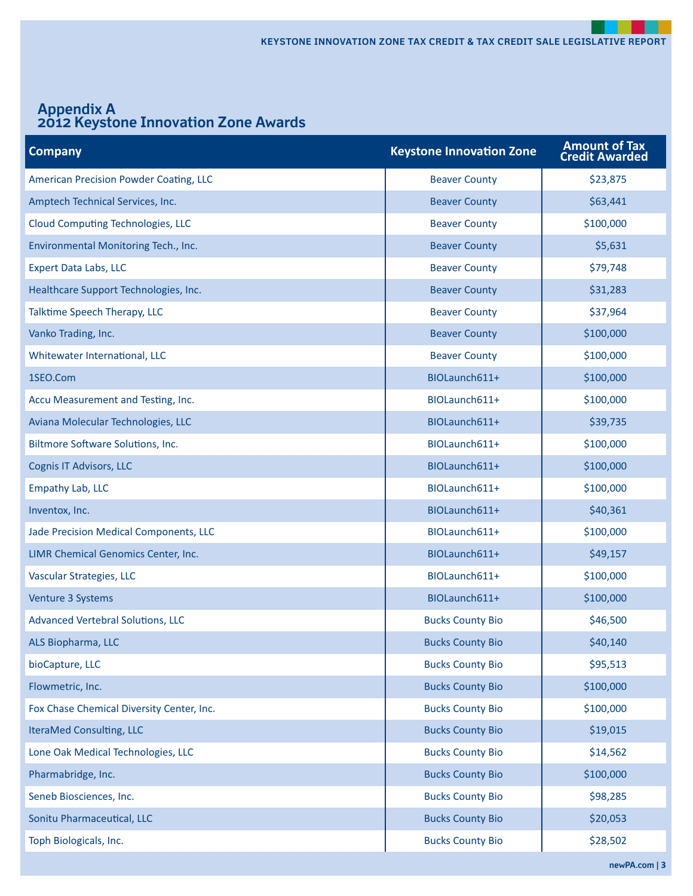# Appendix A
## 2012 Keystone Innovation Zone Awards

| Company | Keystone Innovation Zone | Amount of Tax Credit Awarded |
|---|---|---|
| American Precision Powder Coating, LLC | Beaver County | $23,875 |
| Amptech Technical Services, Inc. | Beaver County | $63,441 |
| Cloud Computing Technologies, LLC | Beaver County | $100,000 |
| Environmental Monitoring Tech., Inc. | Beaver County | $5,631 |
| Expert Data Labs, LLC | Beaver County | $79,748 |
| Healthcare Support Technologies, Inc. | Beaver County | $31,283 |
| Talktime Speech Therapy, LLC | Beaver County | $37,964 |
| Vanko Trading, Inc. | Beaver County | $100,000 |
| Whitewater International, LLC | Beaver County | $100,000 |
| 1SEO.Com | BIOLaunch611+ | $100,000 |
| Accu Measurement and Testing, Inc. | BIOLaunch611+ | $100,000 |
| Aviana Molecular Technologies, LLC | BIOLaunch611+ | $39,735 |
| Biltmore Software Solutions, Inc. | BIOLaunch611+ | $100,000 |
| Cognis IT Advisors, LLC | BIOLaunch611+ | $100,000 |
| Empathy Lab, LLC | BIOLaunch611+ | $100,000 |
| Inventox, Inc. | BIOLaunch611+ | $40,361 |
| Jade Precision Medical Components, LLC | BIOLaunch611+ | $100,000 |
| LIMR Chemical Genomics Center, Inc. | BIOLaunch611+ | $49,157 |
| Vascular Strategies, LLC | BIOLaunch611+ | $100,000 |
| Venture 3 Systems | BIOLaunch611+ | $100,000 |
| Advanced Vertebral Solutions, LLC | Bucks County Bio | $46,500 |
| ALS Biopharma, LLC | Bucks County Bio | $40,140 |
| bioCapture, LLC | Bucks County Bio | $95,513 |
| Flowmetric, Inc. | Bucks County Bio | $100,000 |
| Fox Chase Chemical Diversity Center, Inc. | Bucks County Bio | $100,000 |
| IteraMed Consulting, LLC | Bucks County Bio | $19,015 |
| Lone Oak Medical Technologies, LLC | Bucks County Bio | $14,562 |
| Pharmabridge, Inc. | Bucks County Bio | $100,000 |
| Seneb Biosciences, Inc. | Bucks County Bio | $98,285 |
| Sonitu Pharmaceutical, LLC | Bucks County Bio | $20,053 |
| Toph Biologicals, Inc. | Bucks County Bio | $28,502 |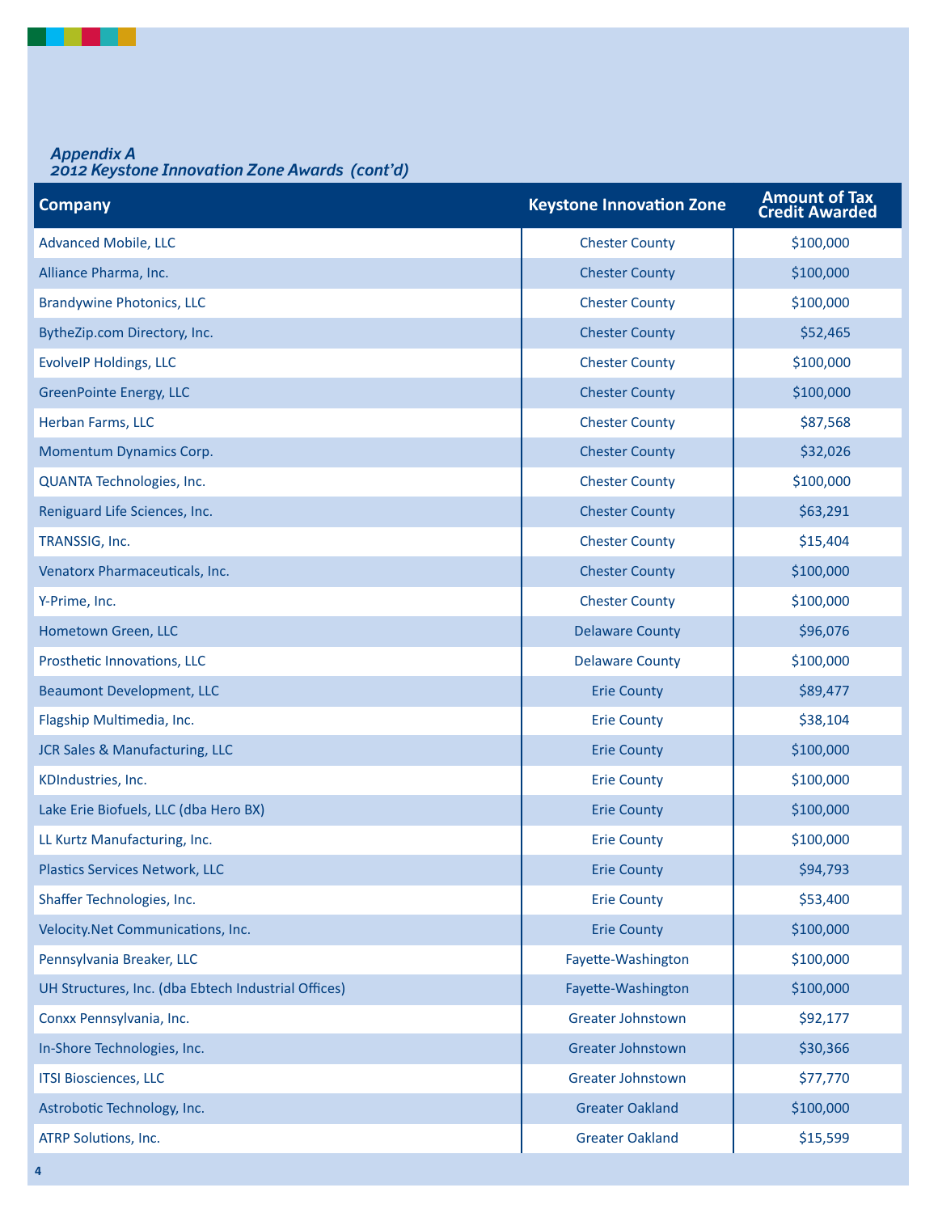*Appendix A*
*2012 Keystone Innovation Zone Awards (cont'd)*

| Company | Keystone Innovation Zone | Amount of Tax Credit Awarded |
|---|---|---|
| Advanced Mobile, LLC | Chester County | $100,000 |
| Alliance Pharma, Inc. | Chester County | $100,000 |
| Brandywine Photonics, LLC | Chester County | $100,000 |
| BytheZip.com Directory, Inc. | Chester County | $52,465 |
| EvolveIP Holdings, LLC | Chester County | $100,000 |
| GreenPointe Energy, LLC | Chester County | $100,000 |
| Herban Farms, LLC | Chester County | $87,568 |
| Momentum Dynamics Corp. | Chester County | $32,026 |
| QUANTA Technologies, Inc. | Chester County | $100,000 |
| Reniguard Life Sciences, Inc. | Chester County | $63,291 |
| TRANSSIG, Inc. | Chester County | $15,404 |
| Venatorx Pharmaceuticals, Inc. | Chester County | $100,000 |
| Y-Prime, Inc. | Chester County | $100,000 |
| Hometown Green, LLC | Delaware County | $96,076 |
| Prosthetic Innovations, LLC | Delaware County | $100,000 |
| Beaumont Development, LLC | Erie County | $89,477 |
| Flagship Multimedia, Inc. | Erie County | $38,104 |
| JCR Sales & Manufacturing, LLC | Erie County | $100,000 |
| KDIndustries, Inc. | Erie County | $100,000 |
| Lake Erie Biofuels, LLC (dba Hero BX) | Erie County | $100,000 |
| LL Kurtz Manufacturing, Inc. | Erie County | $100,000 |
| Plastics Services Network, LLC | Erie County | $94,793 |
| Shaffer Technologies, Inc. | Erie County | $53,400 |
| Velocity.Net Communications, Inc. | Erie County | $100,000 |
| Pennsylvania Breaker, LLC | Fayette-Washington | $100,000 |
| UH Structures, Inc. (dba Ebtech Industrial Offices) | Fayette-Washington | $100,000 |
| Conxx Pennsylvania, Inc. | Greater Johnstown | $92,177 |
| In-Shore Technologies, Inc. | Greater Johnstown | $30,366 |
| ITSI Biosciences, LLC | Greater Johnstown | $77,770 |
| Astrobotic Technology, Inc. | Greater Oakland | $100,000 |
| ATRP Solutions, Inc. | Greater Oakland | $15,599 |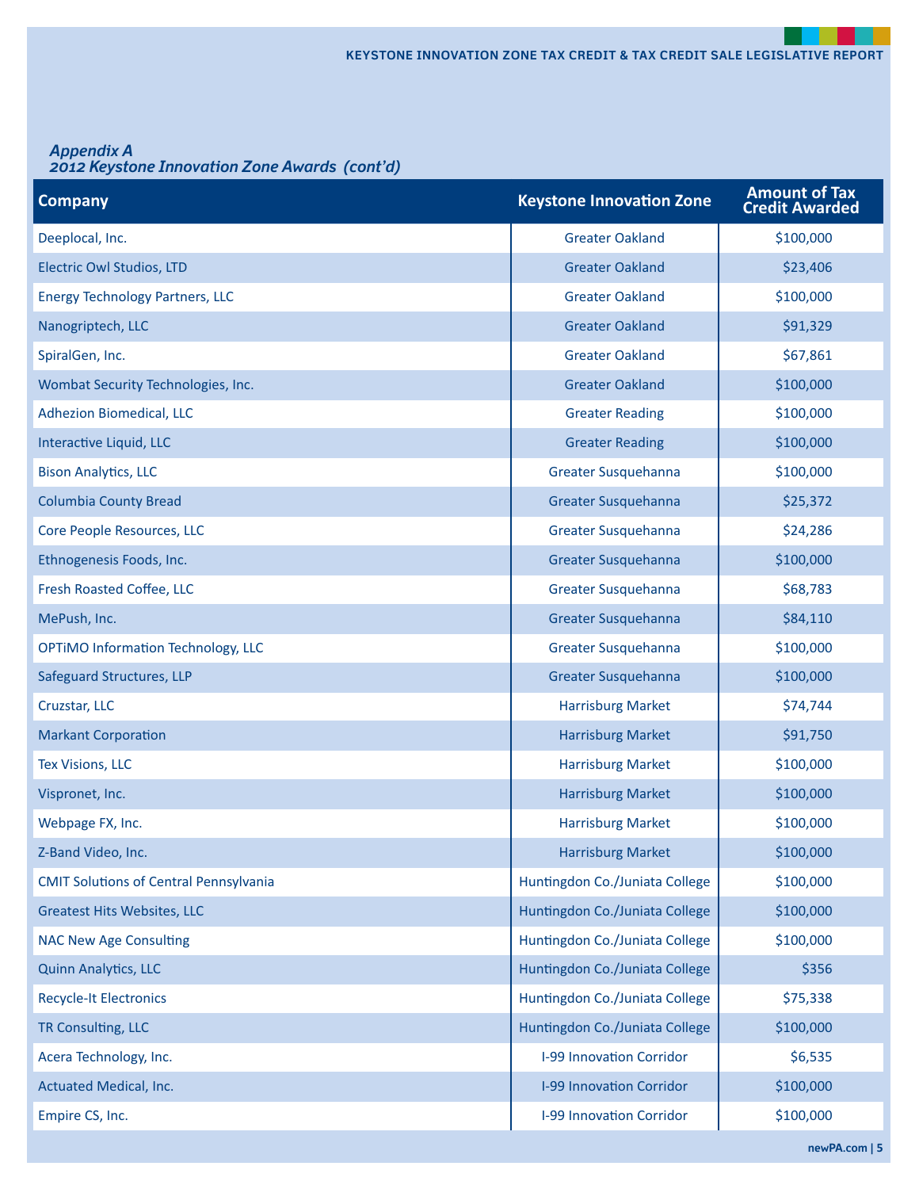### *Appendix A*
### *2012 Keystone Innovation Zone Awards (cont'd)*

| Company | Keystone Innovation Zone | Amount of Tax Credit Awarded |
|---|---|---|
| Deeplocal, Inc. | Greater Oakland | $100,000 |
| Electric Owl Studios, LTD | Greater Oakland | $23,406 |
| Energy Technology Partners, LLC | Greater Oakland | $100,000 |
| Nanogriptech, LLC | Greater Oakland | $91,329 |
| SpiralGen, Inc. | Greater Oakland | $67,861 |
| Wombat Security Technologies, Inc. | Greater Oakland | $100,000 |
| Adhezion Biomedical, LLC | Greater Reading | $100,000 |
| Interactive Liquid, LLC | Greater Reading | $100,000 |
| Bison Analytics, LLC | Greater Susquehanna | $100,000 |
| Columbia County Bread | Greater Susquehanna | $25,372 |
| Core People Resources, LLC | Greater Susquehanna | $24,286 |
| Ethnogenesis Foods, Inc. | Greater Susquehanna | $100,000 |
| Fresh Roasted Coffee, LLC | Greater Susquehanna | $68,783 |
| MePush, Inc. | Greater Susquehanna | $84,110 |
| OPTiMO Information Technology, LLC | Greater Susquehanna | $100,000 |
| Safeguard Structures, LLP | Greater Susquehanna | $100,000 |
| Cruzstar, LLC | Harrisburg Market | $74,744 |
| Markant Corporation | Harrisburg Market | $91,750 |
| Tex Visions, LLC | Harrisburg Market | $100,000 |
| Vispronet, Inc. | Harrisburg Market | $100,000 |
| Webpage FX, Inc. | Harrisburg Market | $100,000 |
| Z-Band Video, Inc. | Harrisburg Market | $100,000 |
| CMIT Solutions of Central Pennsylvania | Huntingdon Co./Juniata College | $100,000 |
| Greatest Hits Websites, LLC | Huntingdon Co./Juniata College | $100,000 |
| NAC New Age Consulting | Huntingdon Co./Juniata College | $100,000 |
| Quinn Analytics, LLC | Huntingdon Co./Juniata College | $356 |
| Recycle-It Electronics | Huntingdon Co./Juniata College | $75,338 |
| TR Consulting, LLC | Huntingdon Co./Juniata College | $100,000 |
| Acera Technology, Inc. | I-99 Innovation Corridor | $6,535 |
| Actuated Medical, Inc. | I-99 Innovation Corridor | $100,000 |
| Empire CS, Inc. | I-99 Innovation Corridor | $100,000 |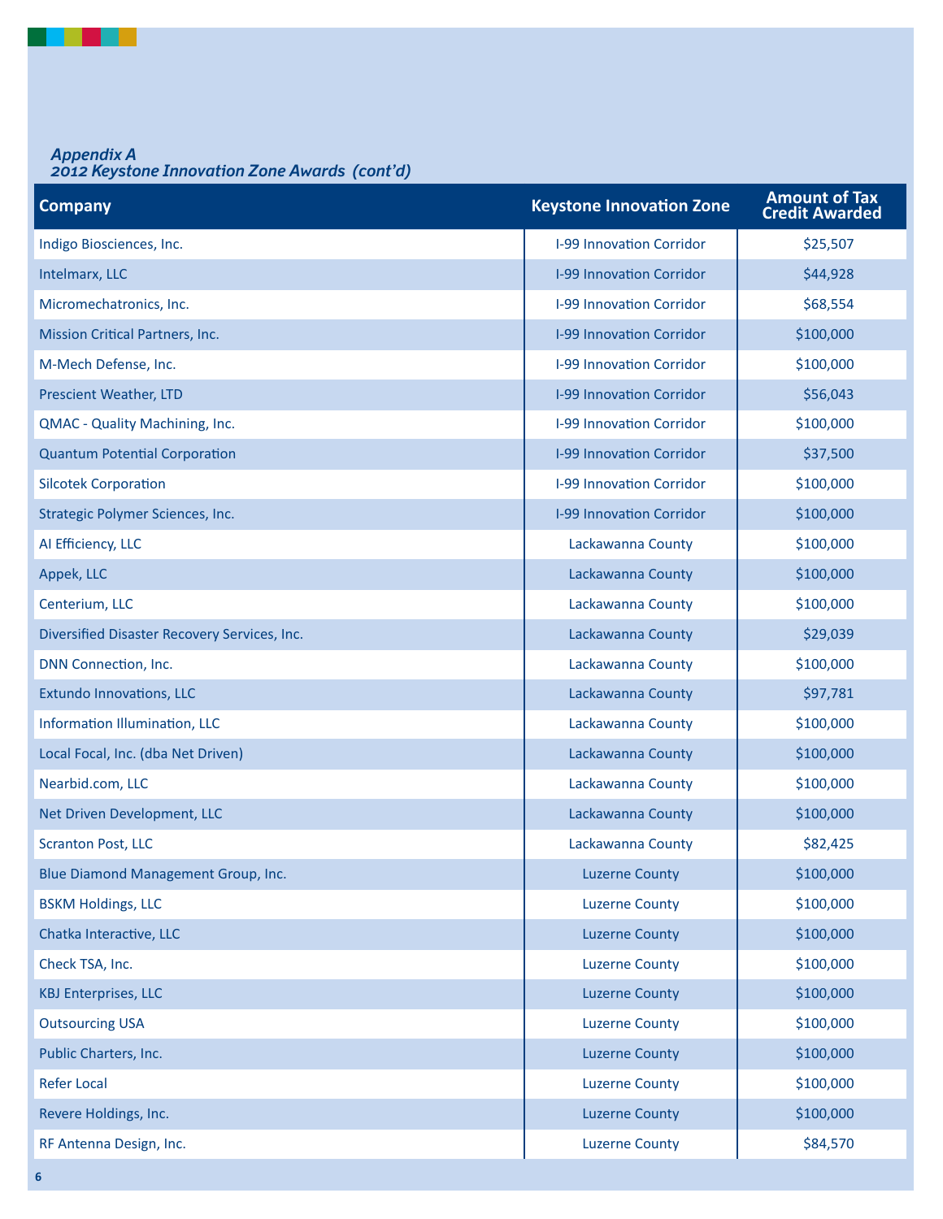*Appendix A*
***2012 Keystone Innovation Zone Awards (cont'd)***

| Company | Keystone Innovation Zone | Amount of Tax Credit Awarded |
|---|---|---|
| Indigo Biosciences, Inc. | I-99 Innovation Corridor | $25,507 |
| Intelmarx, LLC | I-99 Innovation Corridor | $44,928 |
| Micromechatronics, Inc. | I-99 Innovation Corridor | $68,554 |
| Mission Critical Partners, Inc. | I-99 Innovation Corridor | $100,000 |
| M-Mech Defense, Inc. | I-99 Innovation Corridor | $100,000 |
| Prescient Weather, LTD | I-99 Innovation Corridor | $56,043 |
| QMAC - Quality Machining, Inc. | I-99 Innovation Corridor | $100,000 |
| Quantum Potential Corporation | I-99 Innovation Corridor | $37,500 |
| Silcotek Corporation | I-99 Innovation Corridor | $100,000 |
| Strategic Polymer Sciences, Inc. | I-99 Innovation Corridor | $100,000 |
| AI Efficiency, LLC | Lackawanna County | $100,000 |
| Appek, LLC | Lackawanna County | $100,000 |
| Centerium, LLC | Lackawanna County | $100,000 |
| Diversified Disaster Recovery Services, Inc. | Lackawanna County | $29,039 |
| DNN Connection, Inc. | Lackawanna County | $100,000 |
| Extundo Innovations, LLC | Lackawanna County | $97,781 |
| Information Illumination, LLC | Lackawanna County | $100,000 |
| Local Focal, Inc. (dba Net Driven) | Lackawanna County | $100,000 |
| Nearbid.com, LLC | Lackawanna County | $100,000 |
| Net Driven Development, LLC | Lackawanna County | $100,000 |
| Scranton Post, LLC | Lackawanna County | $82,425 |
| Blue Diamond Management Group, Inc. | Luzerne County | $100,000 |
| BSKM Holdings, LLC | Luzerne County | $100,000 |
| Chatka Interactive, LLC | Luzerne County | $100,000 |
| Check TSA, Inc. | Luzerne County | $100,000 |
| KBJ Enterprises, LLC | Luzerne County | $100,000 |
| Outsourcing USA | Luzerne County | $100,000 |
| Public Charters, Inc. | Luzerne County | $100,000 |
| Refer Local | Luzerne County | $100,000 |
| Revere Holdings, Inc. | Luzerne County | $100,000 |
| RF Antenna Design, Inc. | Luzerne County | $84,570 |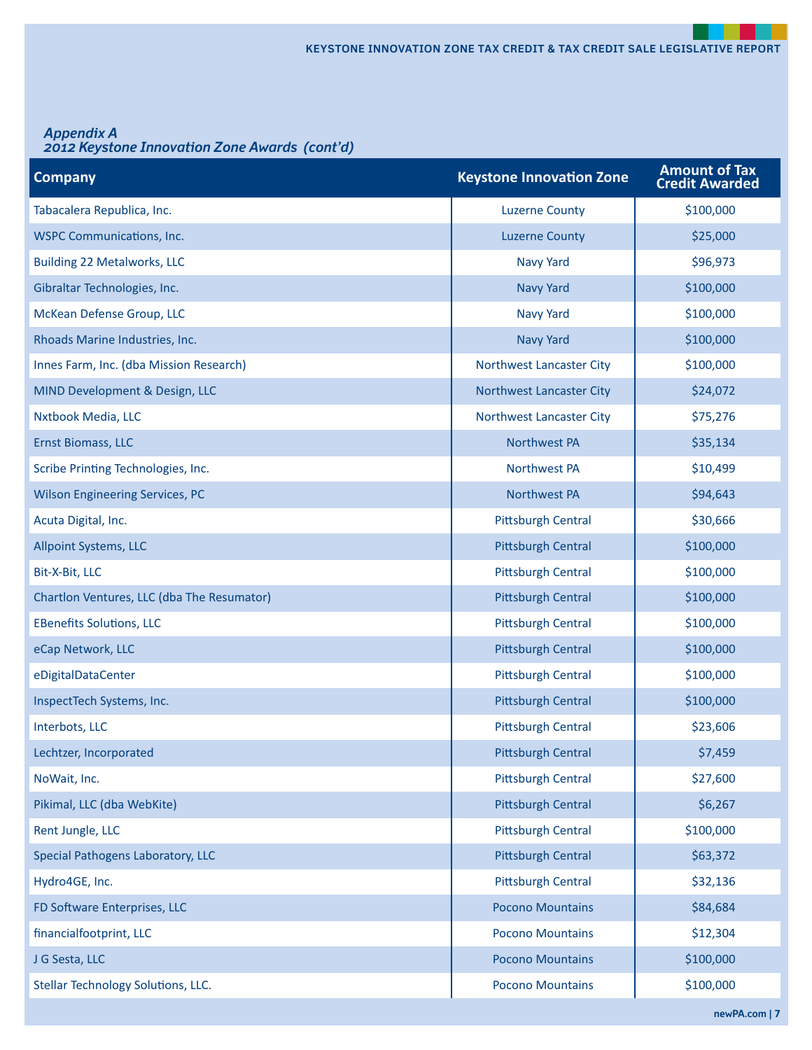*Appendix A*
*2012 Keystone Innovation Zone Awards (cont'd)*

| Company | Keystone Innovation Zone | Amount of Tax Credit Awarded |
|---|---|---|
| Tabacalera Republica, Inc. | Luzerne County | $100,000 |
| WSPC Communications, Inc. | Luzerne County | $25,000 |
| Building 22 Metalworks, LLC | Navy Yard | $96,973 |
| Gibraltar Technologies, Inc. | Navy Yard | $100,000 |
| McKean Defense Group, LLC | Navy Yard | $100,000 |
| Rhoads Marine Industries, Inc. | Navy Yard | $100,000 |
| Innes Farm, Inc. (dba Mission Research) | Northwest Lancaster City | $100,000 |
| MIND Development & Design, LLC | Northwest Lancaster City | $24,072 |
| Nxtbook Media, LLC | Northwest Lancaster City | $75,276 |
| Ernst Biomass, LLC | Northwest PA | $35,134 |
| Scribe Printing Technologies, Inc. | Northwest PA | $10,499 |
| Wilson Engineering Services, PC | Northwest PA | $94,643 |
| Acuta Digital, Inc. | Pittsburgh Central | $30,666 |
| Allpoint Systems, LLC | Pittsburgh Central | $100,000 |
| Bit-X-Bit, LLC | Pittsburgh Central | $100,000 |
| Chartlon Ventures, LLC (dba The Resumator) | Pittsburgh Central | $100,000 |
| EBenefits Solutions, LLC | Pittsburgh Central | $100,000 |
| eCap Network, LLC | Pittsburgh Central | $100,000 |
| eDigitalDataCenter | Pittsburgh Central | $100,000 |
| InspectTech Systems, Inc. | Pittsburgh Central | $100,000 |
| Interbots, LLC | Pittsburgh Central | $23,606 |
| Lechtzer, Incorporated | Pittsburgh Central | $7,459 |
| NoWait, Inc. | Pittsburgh Central | $27,600 |
| Pikimal, LLC (dba WebKite) | Pittsburgh Central | $6,267 |
| Rent Jungle, LLC | Pittsburgh Central | $100,000 |
| Special Pathogens Laboratory, LLC | Pittsburgh Central | $63,372 |
| Hydro4GE, Inc. | Pittsburgh Central | $32,136 |
| FD Software Enterprises, LLC | Pocono Mountains | $84,684 |
| financialfootprint, LLC | Pocono Mountains | $12,304 |
| J G Sesta, LLC | Pocono Mountains | $100,000 |
| Stellar Technology Solutions, LLC. | Pocono Mountains | $100,000 |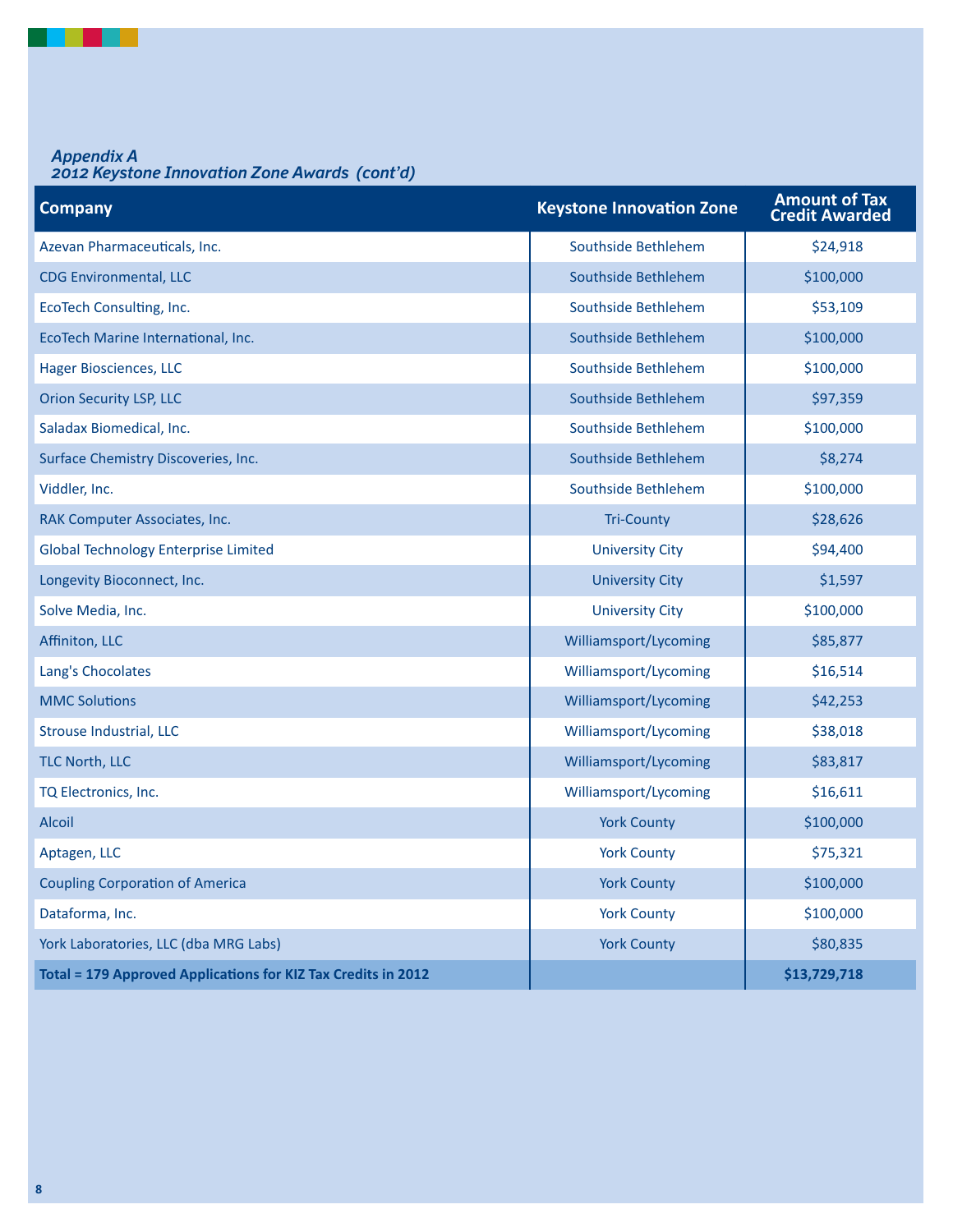*Appendix A*
*2012 Keystone Innovation Zone Awards (cont'd)*

| Company | Keystone Innovation Zone | Amount of Tax Credit Awarded |
|---|---|---|
| Azevan Pharmaceuticals, Inc. | Southside Bethlehem | $24,918 |
| CDG Environmental, LLC | Southside Bethlehem | $100,000 |
| EcoTech Consulting, Inc. | Southside Bethlehem | $53,109 |
| EcoTech Marine International, Inc. | Southside Bethlehem | $100,000 |
| Hager Biosciences, LLC | Southside Bethlehem | $100,000 |
| Orion Security LSP, LLC | Southside Bethlehem | $97,359 |
| Saladax Biomedical, Inc. | Southside Bethlehem | $100,000 |
| Surface Chemistry Discoveries, Inc. | Southside Bethlehem | $8,274 |
| Viddler, Inc. | Southside Bethlehem | $100,000 |
| RAK Computer Associates, Inc. | Tri-County | $28,626 |
| Global Technology Enterprise Limited | University City | $94,400 |
| Longevity Bioconnect, Inc. | University City | $1,597 |
| Solve Media, Inc. | University City | $100,000 |
| Affiniton, LLC | Williamsport/Lycoming | $85,877 |
| Lang's Chocolates | Williamsport/Lycoming | $16,514 |
| MMC Solutions | Williamsport/Lycoming | $42,253 |
| Strouse Industrial, LLC | Williamsport/Lycoming | $38,018 |
| TLC North, LLC | Williamsport/Lycoming | $83,817 |
| TQ Electronics, Inc. | Williamsport/Lycoming | $16,611 |
| Alcoil | York County | $100,000 |
| Aptagen, LLC | York County | $75,321 |
| Coupling Corporation of America | York County | $100,000 |
| Dataforma, Inc. | York County | $100,000 |
| York Laboratories, LLC (dba MRG Labs) | York County | $80,835 |
| **Total = 179 Approved Applications for KIZ Tax Credits in 2012** | | **$13,729,718** |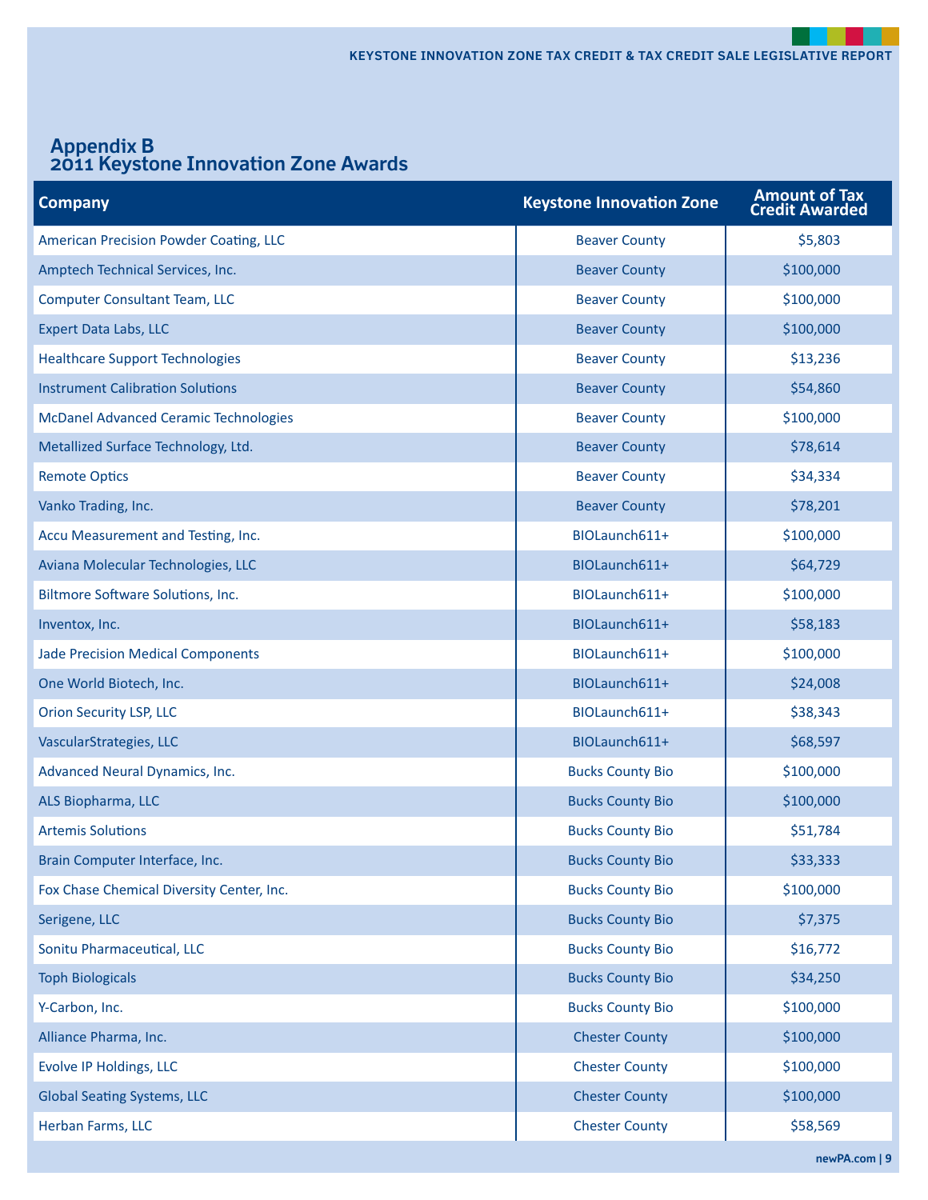## Appendix B
## 2011 Keystone Innovation Zone Awards

| Company | Keystone Innovation Zone | Amount of Tax Credit Awarded |
|---|---|---|
| American Precision Powder Coating, LLC | Beaver County | $5,803 |
| Amptech Technical Services, Inc. | Beaver County | $100,000 |
| Computer Consultant Team, LLC | Beaver County | $100,000 |
| Expert Data Labs, LLC | Beaver County | $100,000 |
| Healthcare Support Technologies | Beaver County | $13,236 |
| Instrument Calibration Solutions | Beaver County | $54,860 |
| McDanel Advanced Ceramic Technologies | Beaver County | $100,000 |
| Metallized Surface Technology, Ltd. | Beaver County | $78,614 |
| Remote Optics | Beaver County | $34,334 |
| Vanko Trading, Inc. | Beaver County | $78,201 |
| Accu Measurement and Testing, Inc. | BIOLaunch611+ | $100,000 |
| Aviana Molecular Technologies, LLC | BIOLaunch611+ | $64,729 |
| Biltmore Software Solutions, Inc. | BIOLaunch611+ | $100,000 |
| Inventox, Inc. | BIOLaunch611+ | $58,183 |
| Jade Precision Medical Components | BIOLaunch611+ | $100,000 |
| One World Biotech, Inc. | BIOLaunch611+ | $24,008 |
| Orion Security LSP, LLC | BIOLaunch611+ | $38,343 |
| VascularStrategies, LLC | BIOLaunch611+ | $68,597 |
| Advanced Neural Dynamics, Inc. | Bucks County Bio | $100,000 |
| ALS Biopharma, LLC | Bucks County Bio | $100,000 |
| Artemis Solutions | Bucks County Bio | $51,784 |
| Brain Computer Interface, Inc. | Bucks County Bio | $33,333 |
| Fox Chase Chemical Diversity Center, Inc. | Bucks County Bio | $100,000 |
| Serigene, LLC | Bucks County Bio | $7,375 |
| Sonitu Pharmaceutical, LLC | Bucks County Bio | $16,772 |
| Toph Biologicals | Bucks County Bio | $34,250 |
| Y-Carbon, Inc. | Bucks County Bio | $100,000 |
| Alliance Pharma, Inc. | Chester County | $100,000 |
| Evolve IP Holdings, LLC | Chester County | $100,000 |
| Global Seating Systems, LLC | Chester County | $100,000 |
| Herban Farms, LLC | Chester County | $58,569 |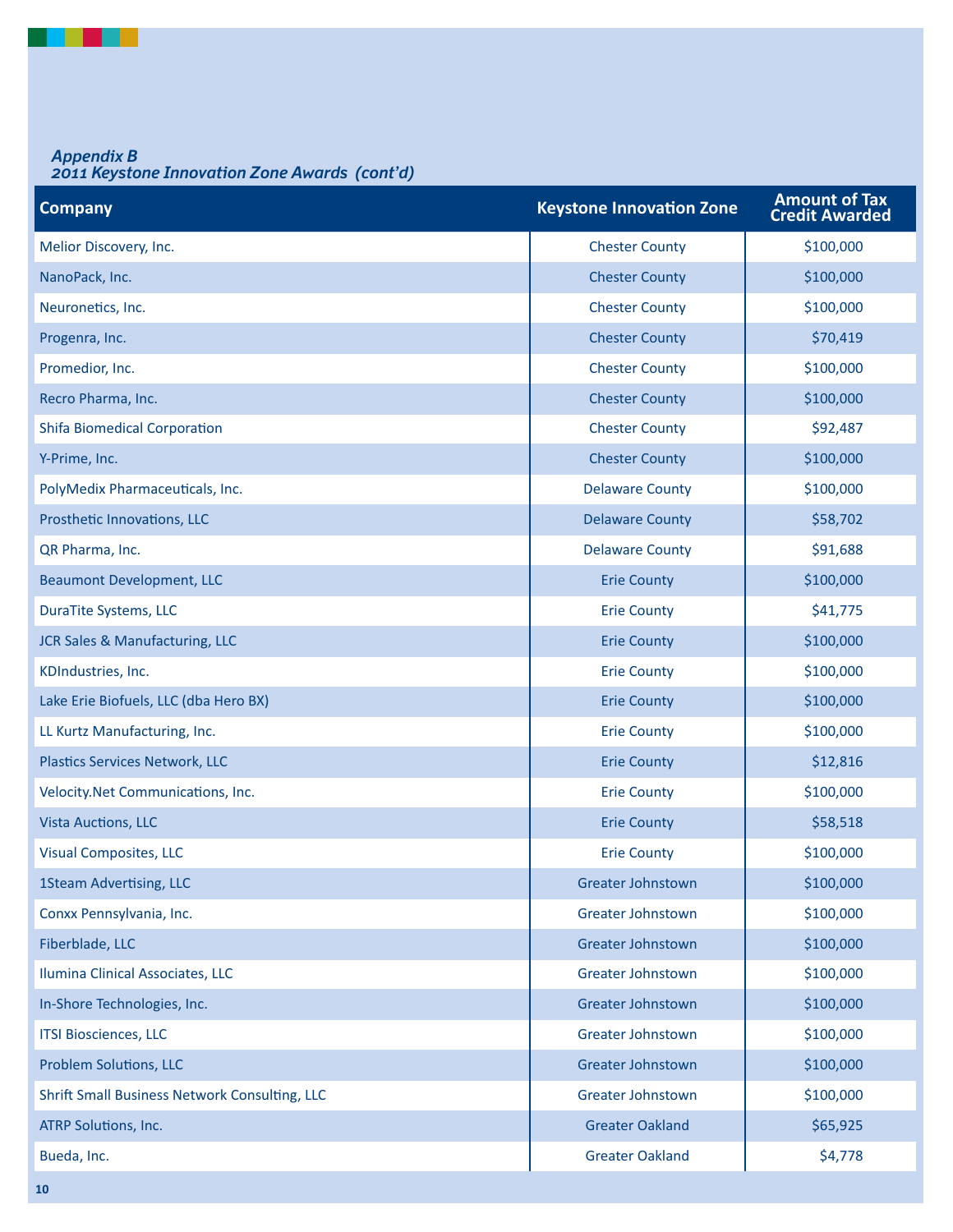*Appendix B*
*2011 Keystone Innovation Zone Awards (cont'd)*

| Company | Keystone Innovation Zone | Amount of Tax Credit Awarded |
|---|---|---|
| Melior Discovery, Inc. | Chester County | $100,000 |
| NanoPack, Inc. | Chester County | $100,000 |
| Neuronetics, Inc. | Chester County | $100,000 |
| Progenra, Inc. | Chester County | $70,419 |
| Promedior, Inc. | Chester County | $100,000 |
| Recro Pharma, Inc. | Chester County | $100,000 |
| Shifa Biomedical Corporation | Chester County | $92,487 |
| Y-Prime, Inc. | Chester County | $100,000 |
| PolyMedix Pharmaceuticals, Inc. | Delaware County | $100,000 |
| Prosthetic Innovations, LLC | Delaware County | $58,702 |
| QR Pharma, Inc. | Delaware County | $91,688 |
| Beaumont Development, LLC | Erie County | $100,000 |
| DuraTite Systems, LLC | Erie County | $41,775 |
| JCR Sales & Manufacturing, LLC | Erie County | $100,000 |
| KDIndustries, Inc. | Erie County | $100,000 |
| Lake Erie Biofuels, LLC (dba Hero BX) | Erie County | $100,000 |
| LL Kurtz Manufacturing, Inc. | Erie County | $100,000 |
| Plastics Services Network, LLC | Erie County | $12,816 |
| Velocity.Net Communications, Inc. | Erie County | $100,000 |
| Vista Auctions, LLC | Erie County | $58,518 |
| Visual Composites, LLC | Erie County | $100,000 |
| 1Steam Advertising, LLC | Greater Johnstown | $100,000 |
| Conxx Pennsylvania, Inc. | Greater Johnstown | $100,000 |
| Fiberblade, LLC | Greater Johnstown | $100,000 |
| Ilumina Clinical Associates, LLC | Greater Johnstown | $100,000 |
| In-Shore Technologies, Inc. | Greater Johnstown | $100,000 |
| ITSI Biosciences, LLC | Greater Johnstown | $100,000 |
| Problem Solutions, LLC | Greater Johnstown | $100,000 |
| Shrift Small Business Network Consulting, LLC | Greater Johnstown | $100,000 |
| ATRP Solutions, Inc. | Greater Oakland | $65,925 |
| Bueda, Inc. | Greater Oakland | $4,778 |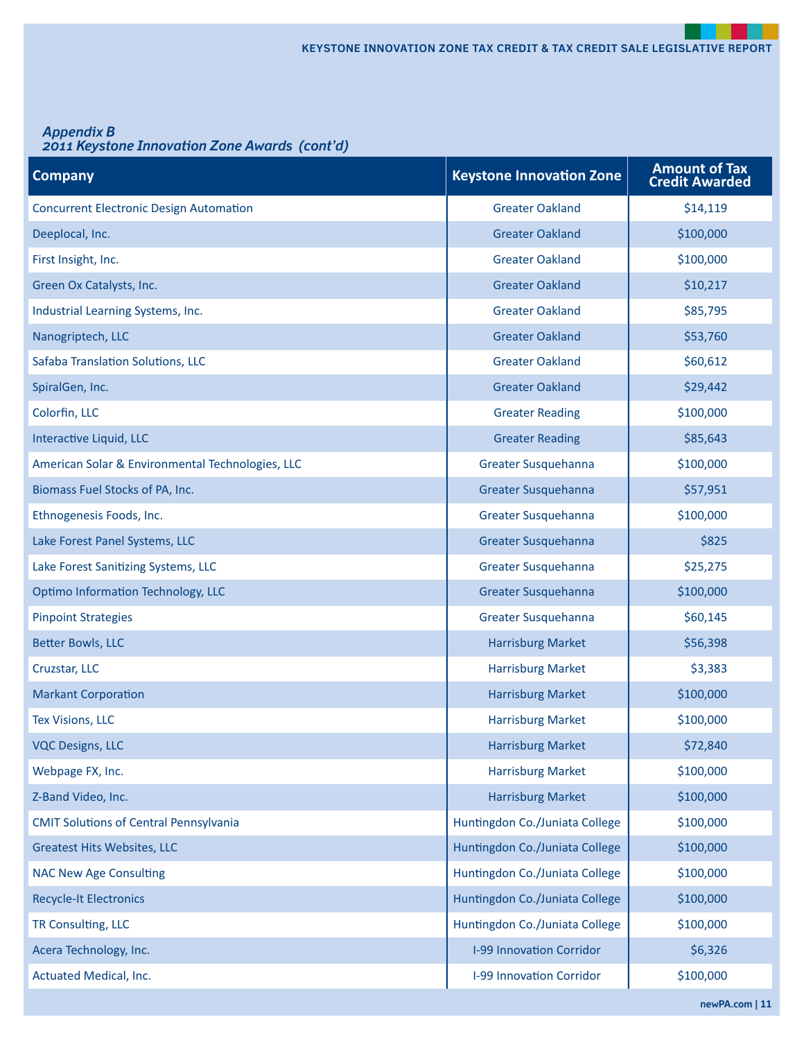### *Appendix B*
### *2011 Keystone Innovation Zone Awards (cont'd)*

| Company | Keystone Innovation Zone | Amount of Tax Credit Awarded |
|---|---|---|
| Concurrent Electronic Design Automation | Greater Oakland | $14,119 |
| Deeplocal, Inc. | Greater Oakland | $100,000 |
| First Insight, Inc. | Greater Oakland | $100,000 |
| Green Ox Catalysts, Inc. | Greater Oakland | $10,217 |
| Industrial Learning Systems, Inc. | Greater Oakland | $85,795 |
| Nanogriptech, LLC | Greater Oakland | $53,760 |
| Safaba Translation Solutions, LLC | Greater Oakland | $60,612 |
| SpiralGen, Inc. | Greater Oakland | $29,442 |
| Colorfin, LLC | Greater Reading | $100,000 |
| Interactive Liquid, LLC | Greater Reading | $85,643 |
| American Solar & Environmental Technologies, LLC | Greater Susquehanna | $100,000 |
| Biomass Fuel Stocks of PA, Inc. | Greater Susquehanna | $57,951 |
| Ethnogenesis Foods, Inc. | Greater Susquehanna | $100,000 |
| Lake Forest Panel Systems, LLC | Greater Susquehanna | $825 |
| Lake Forest Sanitizing Systems, LLC | Greater Susquehanna | $25,275 |
| Optimo Information Technology, LLC | Greater Susquehanna | $100,000 |
| Pinpoint Strategies | Greater Susquehanna | $60,145 |
| Better Bowls, LLC | Harrisburg Market | $56,398 |
| Cruzstar, LLC | Harrisburg Market | $3,383 |
| Markant Corporation | Harrisburg Market | $100,000 |
| Tex Visions, LLC | Harrisburg Market | $100,000 |
| VQC Designs, LLC | Harrisburg Market | $72,840 |
| Webpage FX, Inc. | Harrisburg Market | $100,000 |
| Z-Band Video, Inc. | Harrisburg Market | $100,000 |
| CMIT Solutions of Central Pennsylvania | Huntingdon Co./Juniata College | $100,000 |
| Greatest Hits Websites, LLC | Huntingdon Co./Juniata College | $100,000 |
| NAC New Age Consulting | Huntingdon Co./Juniata College | $100,000 |
| Recycle-It Electronics | Huntingdon Co./Juniata College | $100,000 |
| TR Consulting, LLC | Huntingdon Co./Juniata College | $100,000 |
| Acera Technology, Inc. | I-99 Innovation Corridor | $6,326 |
| Actuated Medical, Inc. | I-99 Innovation Corridor | $100,000 |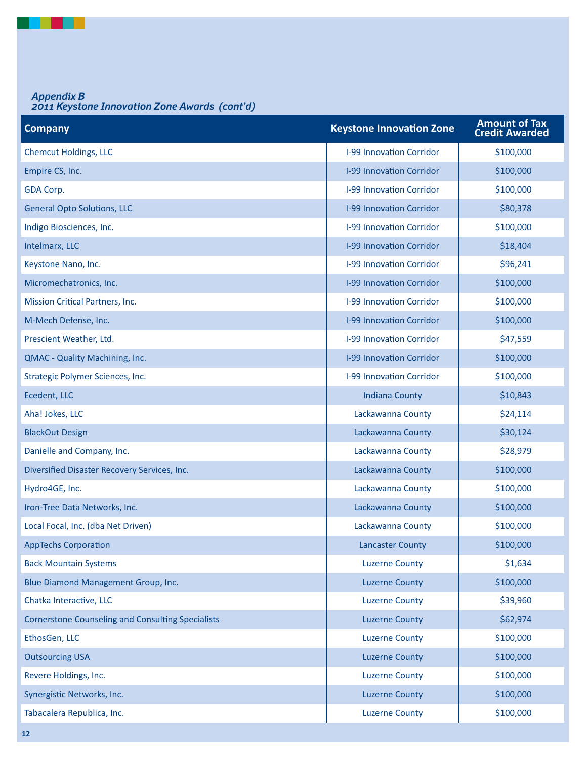*Appendix B*
*2011 Keystone Innovation Zone Awards (cont'd)*

| Company | Keystone Innovation Zone | Amount of Tax Credit Awarded |
|---|---|---|
| Chemcut Holdings, LLC | I-99 Innovation Corridor | $100,000 |
| Empire CS, Inc. | I-99 Innovation Corridor | $100,000 |
| GDA Corp. | I-99 Innovation Corridor | $100,000 |
| General Opto Solutions, LLC | I-99 Innovation Corridor | $80,378 |
| Indigo Biosciences, Inc. | I-99 Innovation Corridor | $100,000 |
| Intelmarx, LLC | I-99 Innovation Corridor | $18,404 |
| Keystone Nano, Inc. | I-99 Innovation Corridor | $96,241 |
| Micromechatronics, Inc. | I-99 Innovation Corridor | $100,000 |
| Mission Critical Partners, Inc. | I-99 Innovation Corridor | $100,000 |
| M-Mech Defense, Inc. | I-99 Innovation Corridor | $100,000 |
| Prescient Weather, Ltd. | I-99 Innovation Corridor | $47,559 |
| QMAC - Quality Machining, Inc. | I-99 Innovation Corridor | $100,000 |
| Strategic Polymer Sciences, Inc. | I-99 Innovation Corridor | $100,000 |
| Ecedent, LLC | Indiana County | $10,843 |
| Aha! Jokes, LLC | Lackawanna County | $24,114 |
| BlackOut Design | Lackawanna County | $30,124 |
| Danielle and Company, Inc. | Lackawanna County | $28,979 |
| Diversified Disaster Recovery Services, Inc. | Lackawanna County | $100,000 |
| Hydro4GE, Inc. | Lackawanna County | $100,000 |
| Iron-Tree Data Networks, Inc. | Lackawanna County | $100,000 |
| Local Focal, Inc. (dba Net Driven) | Lackawanna County | $100,000 |
| AppTechs Corporation | Lancaster County | $100,000 |
| Back Mountain Systems | Luzerne County | $1,634 |
| Blue Diamond Management Group, Inc. | Luzerne County | $100,000 |
| Chatka Interactive, LLC | Luzerne County | $39,960 |
| Cornerstone Counseling and Consulting Specialists | Luzerne County | $62,974 |
| EthosGen, LLC | Luzerne County | $100,000 |
| Outsourcing USA | Luzerne County | $100,000 |
| Revere Holdings, Inc. | Luzerne County | $100,000 |
| Synergistic Networks, Inc. | Luzerne County | $100,000 |
| Tabacalera Republica, Inc. | Luzerne County | $100,000 |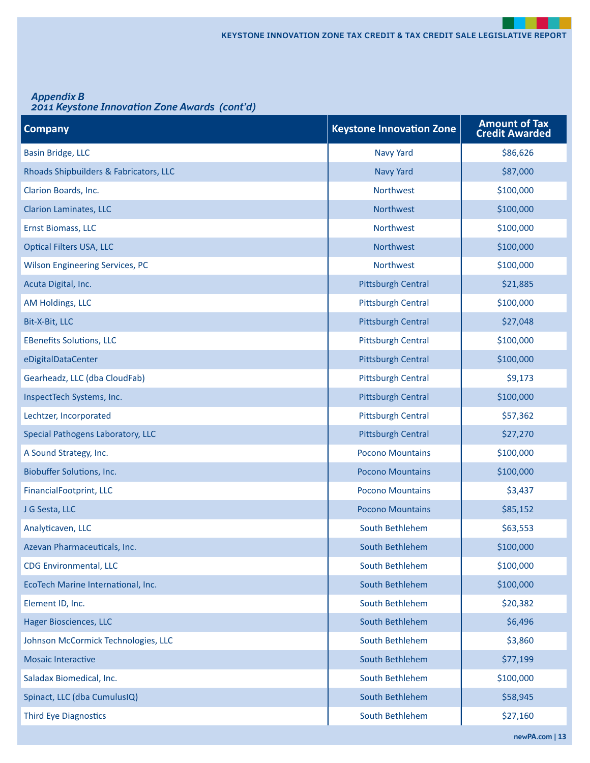*Appendix B*
*2011 Keystone Innovation Zone Awards (cont'd)*

| Company | Keystone Innovation Zone | Amount of Tax Credit Awarded |
|---|---|---|
| Basin Bridge, LLC | Navy Yard | $86,626 |
| Rhoads Shipbuilders & Fabricators, LLC | Navy Yard | $87,000 |
| Clarion Boards, Inc. | Northwest | $100,000 |
| Clarion Laminates, LLC | Northwest | $100,000 |
| Ernst Biomass, LLC | Northwest | $100,000 |
| Optical Filters USA, LLC | Northwest | $100,000 |
| Wilson Engineering Services, PC | Northwest | $100,000 |
| Acuta Digital, Inc. | Pittsburgh Central | $21,885 |
| AM Holdings, LLC | Pittsburgh Central | $100,000 |
| Bit-X-Bit, LLC | Pittsburgh Central | $27,048 |
| EBenefits Solutions, LLC | Pittsburgh Central | $100,000 |
| eDigitalDataCenter | Pittsburgh Central | $100,000 |
| Gearheadz, LLC (dba CloudFab) | Pittsburgh Central | $9,173 |
| InspectTech Systems, Inc. | Pittsburgh Central | $100,000 |
| Lechtzer, Incorporated | Pittsburgh Central | $57,362 |
| Special Pathogens Laboratory, LLC | Pittsburgh Central | $27,270 |
| A Sound Strategy, Inc. | Pocono Mountains | $100,000 |
| Biobuffer Solutions, Inc. | Pocono Mountains | $100,000 |
| FinancialFootprint, LLC | Pocono Mountains | $3,437 |
| J G Sesta, LLC | Pocono Mountains | $85,152 |
| Analyticaven, LLC | South Bethlehem | $63,553 |
| Azevan Pharmaceuticals, Inc. | South Bethlehem | $100,000 |
| CDG Environmental, LLC | South Bethlehem | $100,000 |
| EcoTech Marine International, Inc. | South Bethlehem | $100,000 |
| Element ID, Inc. | South Bethlehem | $20,382 |
| Hager Biosciences, LLC | South Bethlehem | $6,496 |
| Johnson McCormick Technologies, LLC | South Bethlehem | $3,860 |
| Mosaic Interactive | South Bethlehem | $77,199 |
| Saladax Biomedical, Inc. | South Bethlehem | $100,000 |
| Spinact, LLC (dba CumulusIQ) | South Bethlehem | $58,945 |
| Third Eye Diagnostics | South Bethlehem | $27,160 |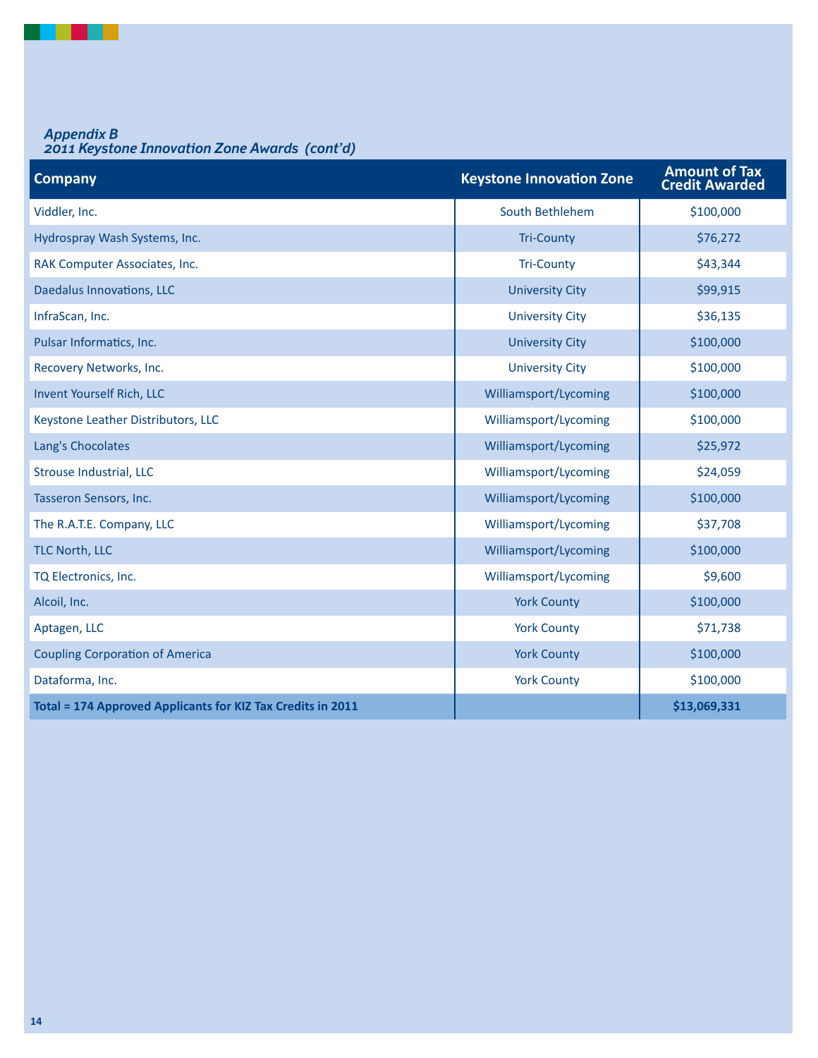*Appendix B*
*2011 Keystone Innovation Zone Awards (cont'd)*

| Company | Keystone Innovation Zone | Amount of Tax Credit Awarded |
|---|---|---|
| Viddler, Inc. | South Bethlehem | $100,000 |
| Hydrospray Wash Systems, Inc. | Tri-County | $76,272 |
| RAK Computer Associates, Inc. | Tri-County | $43,344 |
| Daedalus Innovations, LLC | University City | $99,915 |
| InfraScan, Inc. | University City | $36,135 |
| Pulsar Informatics, Inc. | University City | $100,000 |
| Recovery Networks, Inc. | University City | $100,000 |
| Invent Yourself Rich, LLC | Williamsport/Lycoming | $100,000 |
| Keystone Leather Distributors, LLC | Williamsport/Lycoming | $100,000 |
| Lang's Chocolates | Williamsport/Lycoming | $25,972 |
| Strouse Industrial, LLC | Williamsport/Lycoming | $24,059 |
| Tasseron Sensors, Inc. | Williamsport/Lycoming | $100,000 |
| The R.A.T.E. Company, LLC | Williamsport/Lycoming | $37,708 |
| TLC North, LLC | Williamsport/Lycoming | $100,000 |
| TQ Electronics, Inc. | Williamsport/Lycoming | $9,600 |
| Alcoil, Inc. | York County | $100,000 |
| Aptagen, LLC | York County | $71,738 |
| Coupling Corporation of America | York County | $100,000 |
| Dataforma, Inc. | York County | $100,000 |
| **Total = 174 Approved Applicants for KIZ Tax Credits in 2011** | | **$13,069,331** |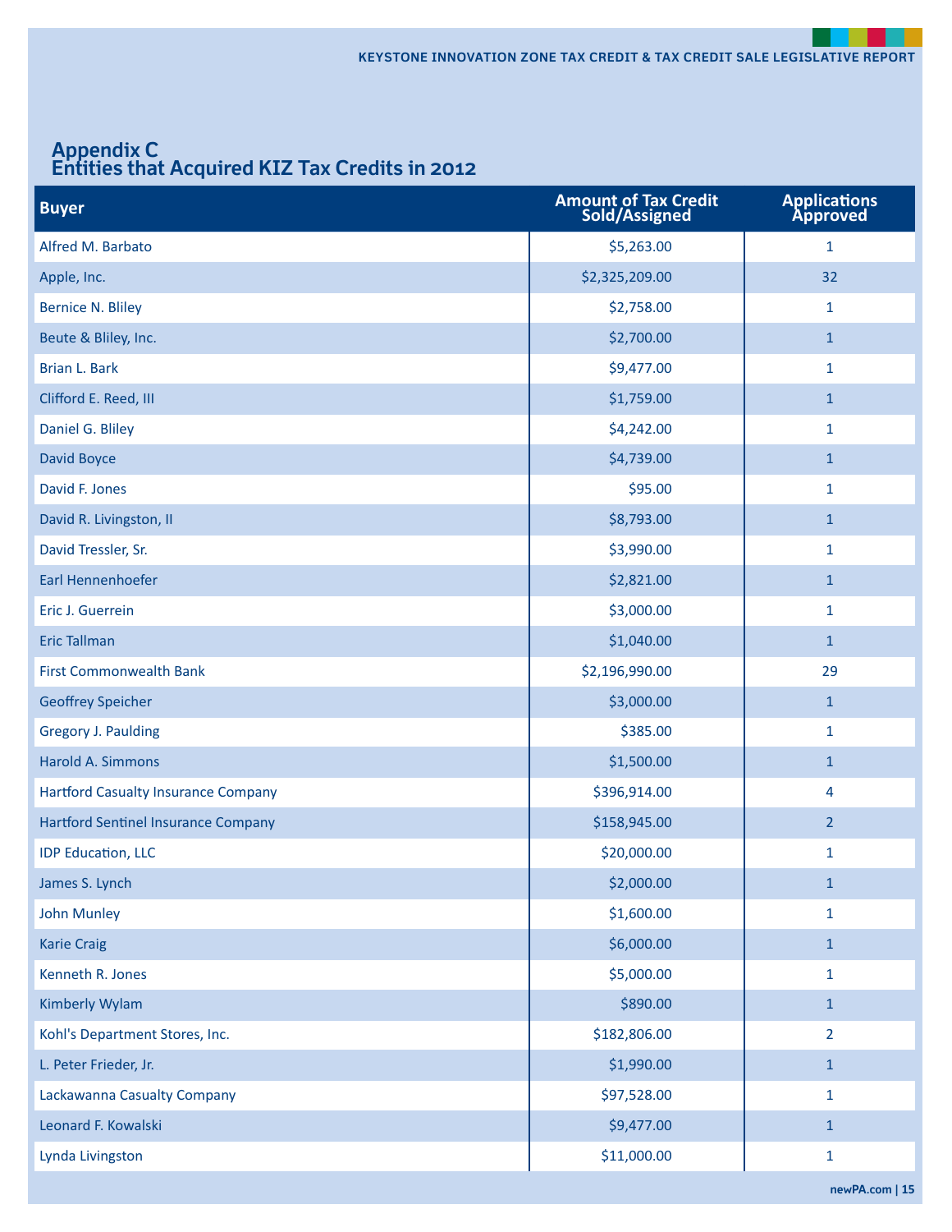## Appendix C
## Entities that Acquired KIZ Tax Credits in 2012

| Buyer | Amount of Tax Credit Sold/Assigned | Applications Approved |
|---|---|---|
| Alfred M. Barbato | $5,263.00 | 1 |
| Apple, Inc. | $2,325,209.00 | 32 |
| Bernice N. Bliley | $2,758.00 | 1 |
| Beute & Bliley, Inc. | $2,700.00 | 1 |
| Brian L. Bark | $9,477.00 | 1 |
| Clifford E. Reed, III | $1,759.00 | 1 |
| Daniel G. Bliley | $4,242.00 | 1 |
| David Boyce | $4,739.00 | 1 |
| David F. Jones | $95.00 | 1 |
| David R. Livingston, II | $8,793.00 | 1 |
| David Tressler, Sr. | $3,990.00 | 1 |
| Earl Hennenhoefer | $2,821.00 | 1 |
| Eric J. Guerrein | $3,000.00 | 1 |
| Eric Tallman | $1,040.00 | 1 |
| First Commonwealth Bank | $2,196,990.00 | 29 |
| Geoffrey Speicher | $3,000.00 | 1 |
| Gregory J. Paulding | $385.00 | 1 |
| Harold A. Simmons | $1,500.00 | 1 |
| Hartford Casualty Insurance Company | $396,914.00 | 4 |
| Hartford Sentinel Insurance Company | $158,945.00 | 2 |
| IDP Education, LLC | $20,000.00 | 1 |
| James S. Lynch | $2,000.00 | 1 |
| John Munley | $1,600.00 | 1 |
| Karie Craig | $6,000.00 | 1 |
| Kenneth R. Jones | $5,000.00 | 1 |
| Kimberly Wylam | $890.00 | 1 |
| Kohl's Department Stores, Inc. | $182,806.00 | 2 |
| L. Peter Frieder, Jr. | $1,990.00 | 1 |
| Lackawanna Casualty Company | $97,528.00 | 1 |
| Leonard F. Kowalski | $9,477.00 | 1 |
| Lynda Livingston | $11,000.00 | 1 |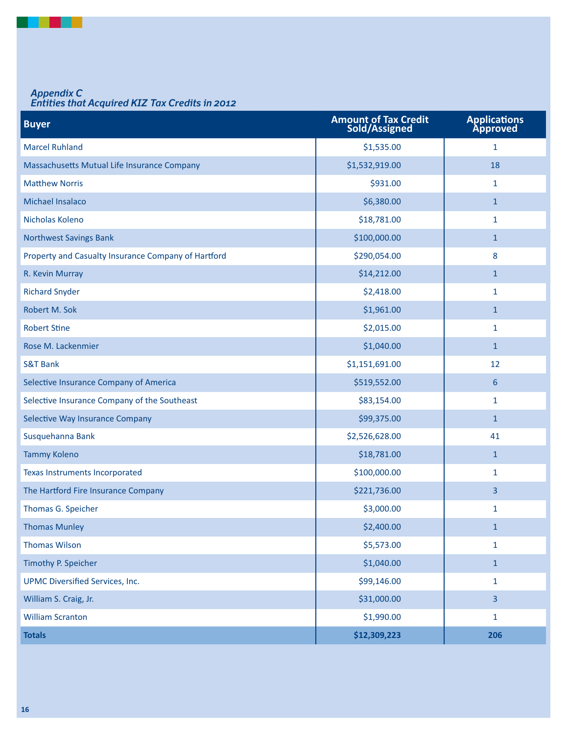### *Appendix C*
### *Entities that Acquired KIZ Tax Credits in 2012*

| Buyer | Amount of Tax Credit Sold/Assigned | Applications Approved |
|---|---|---|
| Marcel Ruhland | $1,535.00 | 1 |
| Massachusetts Mutual Life Insurance Company | $1,532,919.00 | 18 |
| Matthew Norris | $931.00 | 1 |
| Michael Insalaco | $6,380.00 | 1 |
| Nicholas Koleno | $18,781.00 | 1 |
| Northwest Savings Bank | $100,000.00 | 1 |
| Property and Casualty Insurance Company of Hartford | $290,054.00 | 8 |
| R. Kevin Murray | $14,212.00 | 1 |
| Richard Snyder | $2,418.00 | 1 |
| Robert M. Sok | $1,961.00 | 1 |
| Robert Stine | $2,015.00 | 1 |
| Rose M. Lackenmier | $1,040.00 | 1 |
| S&T Bank | $1,151,691.00 | 12 |
| Selective Insurance Company of America | $519,552.00 | 6 |
| Selective Insurance Company of the Southeast | $83,154.00 | 1 |
| Selective Way Insurance Company | $99,375.00 | 1 |
| Susquehanna Bank | $2,526,628.00 | 41 |
| Tammy Koleno | $18,781.00 | 1 |
| Texas Instruments Incorporated | $100,000.00 | 1 |
| The Hartford Fire Insurance Company | $221,736.00 | 3 |
| Thomas G. Speicher | $3,000.00 | 1 |
| Thomas Munley | $2,400.00 | 1 |
| Thomas Wilson | $5,573.00 | 1 |
| Timothy P. Speicher | $1,040.00 | 1 |
| UPMC Diversified Services, Inc. | $99,146.00 | 1 |
| William S. Craig, Jr. | $31,000.00 | 3 |
| William Scranton | $1,990.00 | 1 |
| **Totals** | **$12,309,223** | **206** |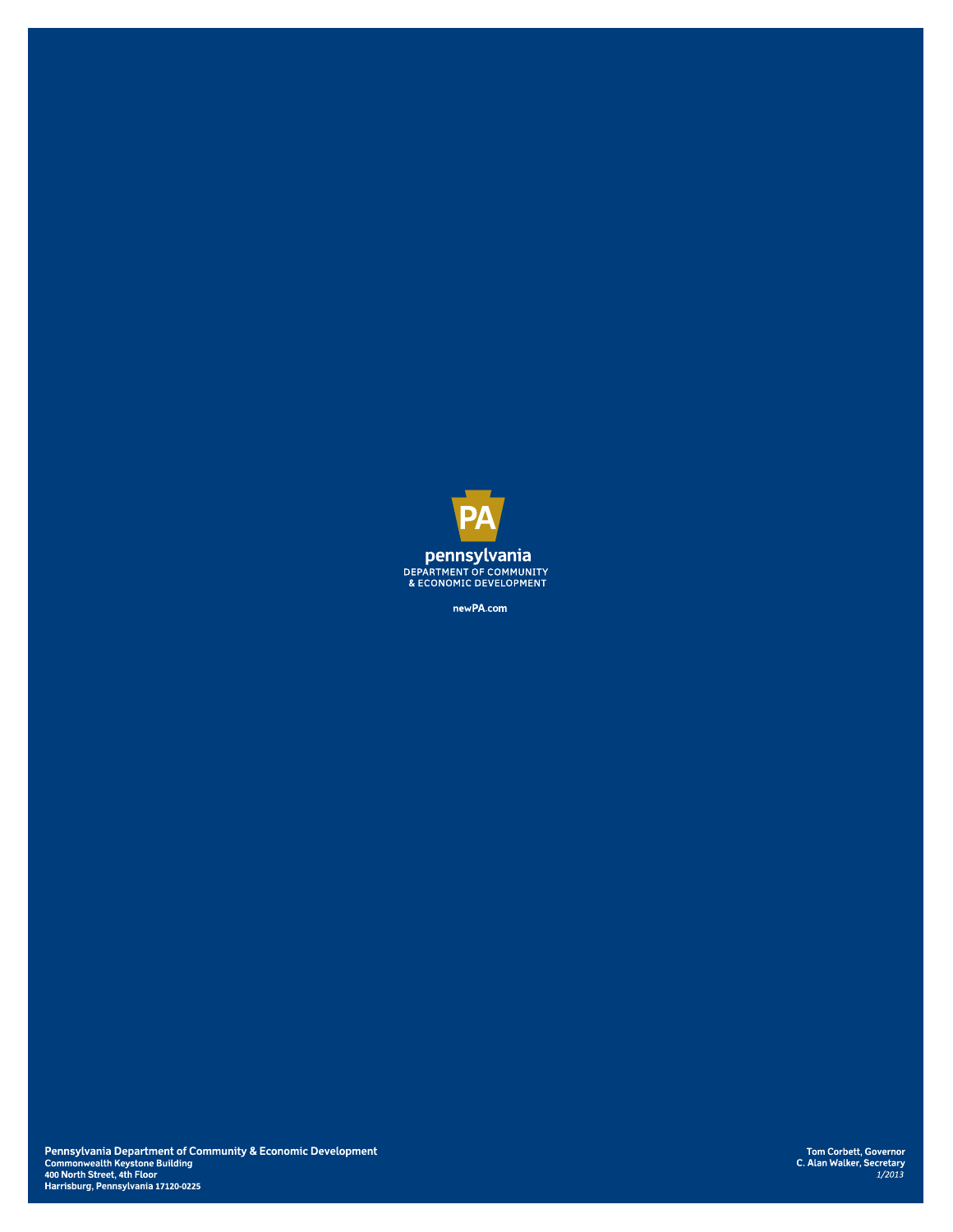pennsylvania
DEPARTMENT OF COMMUNITY
& ECONOMIC DEVELOPMENT

newPA.com

**Pennsylvania Department of Community & Economic Development**
**Commonwealth Keystone Building**
**400 North Street, 4th Floor**
**Harrisburg, Pennsylvania 17120-0225**

**Tom Corbett, Governor**
**C. Alan Walker, Secretary**
*1/2013*